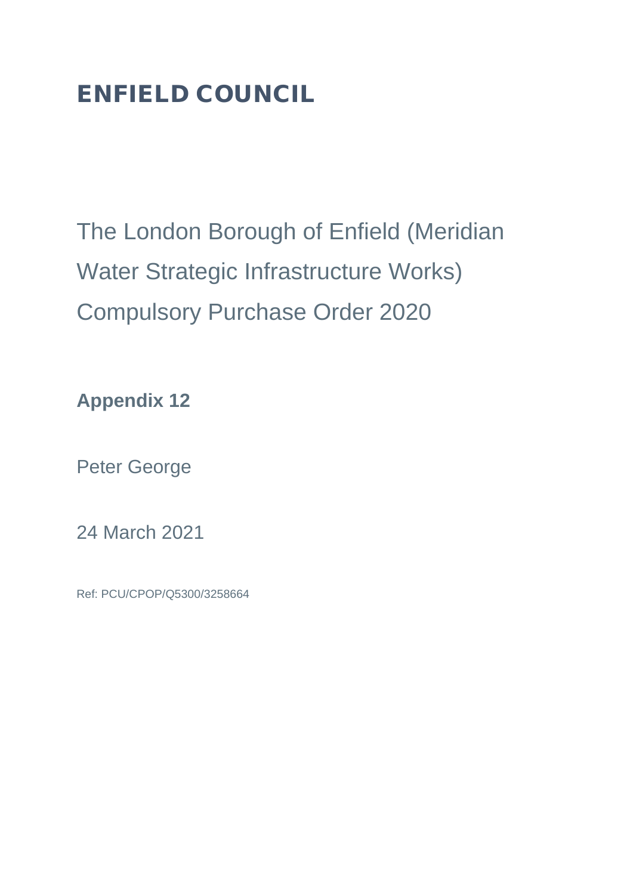# ENFIELD COUNCIL

## The London Borough of Enfield (Meridian Water Strategic Infrastructure Works) Compulsory Purchase Order 2020

**Appendix 12**

Peter George

24 March 2021

Ref: PCU/CPOP/Q5300/3258664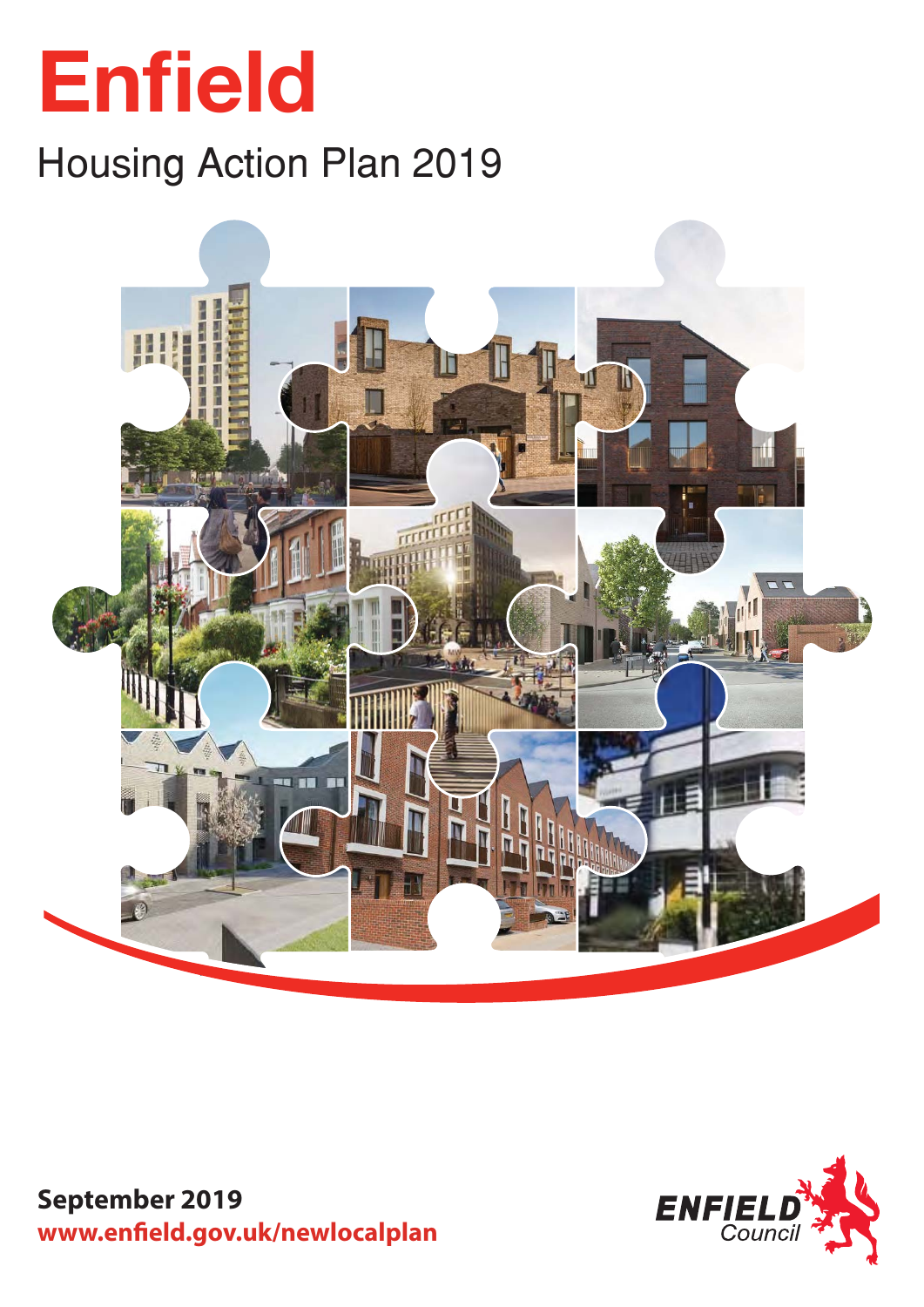# Enfield

## Housing Action Plan 2019

**September 2019**
**www.enfield.gov.uk/newlocalplan**

ENFIELD Council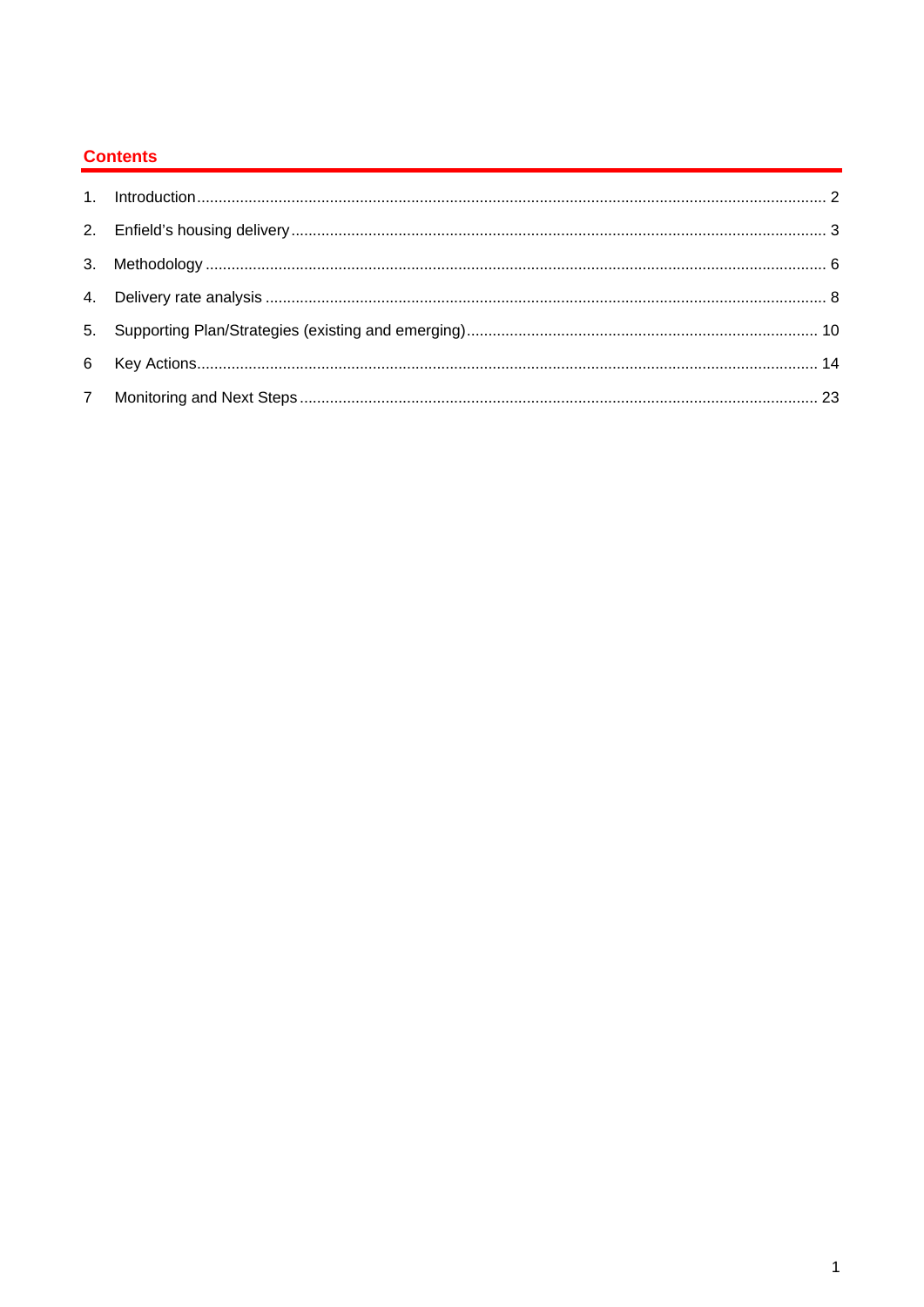## Contents

1. Introduction ............................................................ 2
2. Enfield's housing delivery ............................................................ 3
3. Methodology ............................................................ 6
4. Delivery rate analysis ............................................................ 8
5. Supporting Plan/Strategies (existing and emerging) ............................................................ 10
6 Key Actions ............................................................ 14
7 Monitoring and Next Steps ............................................................ 23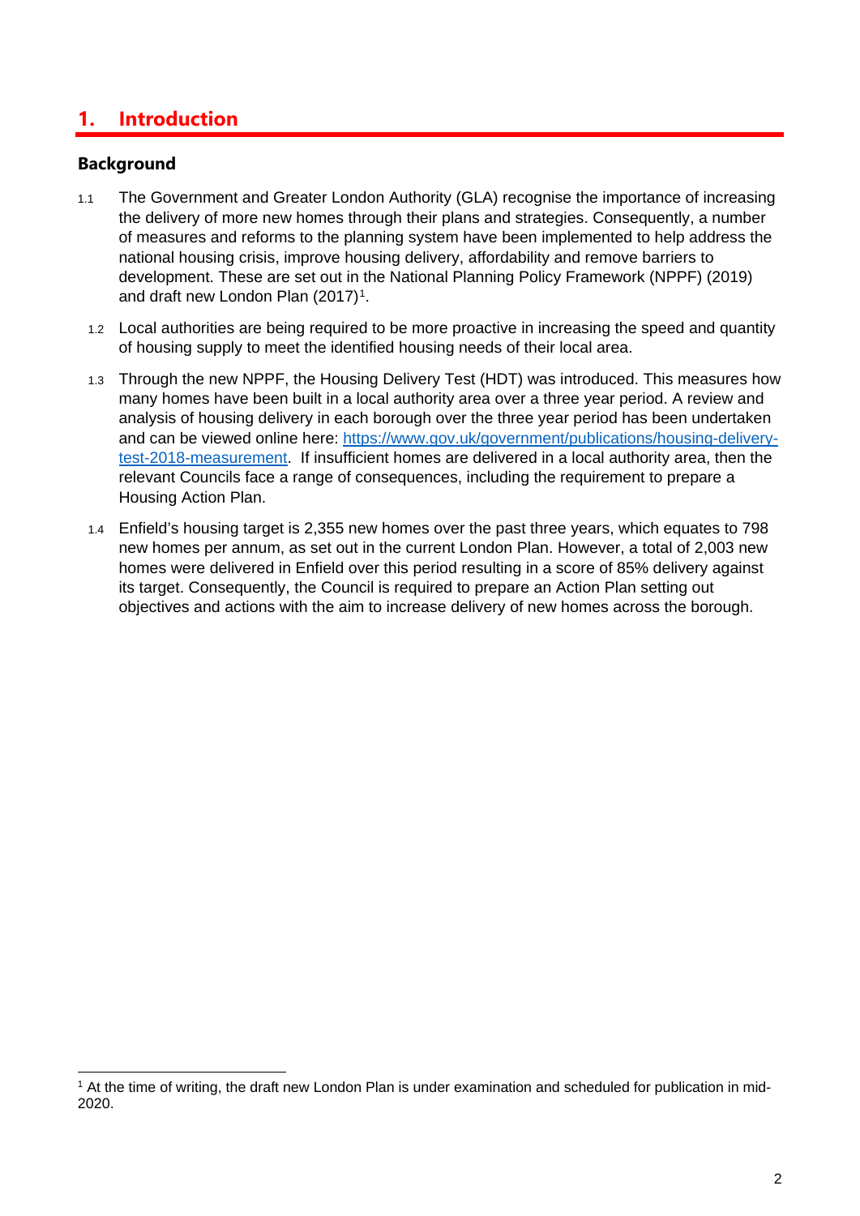# 1. Introduction

## Background

1.1 The Government and Greater London Authority (GLA) recognise the importance of increasing the delivery of more new homes through their plans and strategies. Consequently, a number of measures and reforms to the planning system have been implemented to help address the national housing crisis, improve housing delivery, affordability and remove barriers to development. These are set out in the National Planning Policy Framework (NPPF) (2019) and draft new London Plan (2017)[1].

1.2 Local authorities are being required to be more proactive in increasing the speed and quantity of housing supply to meet the identified housing needs of their local area.

1.3 Through the new NPPF, the Housing Delivery Test (HDT) was introduced. This measures how many homes have been built in a local authority area over a three year period. A review and analysis of housing delivery in each borough over the three year period has been undertaken and can be viewed online here: [https://www.gov.uk/government/publications/housing-delivery-test-2018-measurement](https://www.gov.uk/government/publications/housing-delivery-test-2018-measurement). If insufficient homes are delivered in a local authority area, then the relevant Councils face a range of consequences, including the requirement to prepare a Housing Action Plan.

1.4 Enfield's housing target is 2,355 new homes over the past three years, which equates to 798 new homes per annum, as set out in the current London Plan. However, a total of 2,003 new homes were delivered in Enfield over this period resulting in a score of 85% delivery against its target. Consequently, the Council is required to prepare an Action Plan setting out objectives and actions with the aim to increase delivery of new homes across the borough.

---

[1] At the time of writing, the draft new London Plan is under examination and scheduled for publication in mid-2020.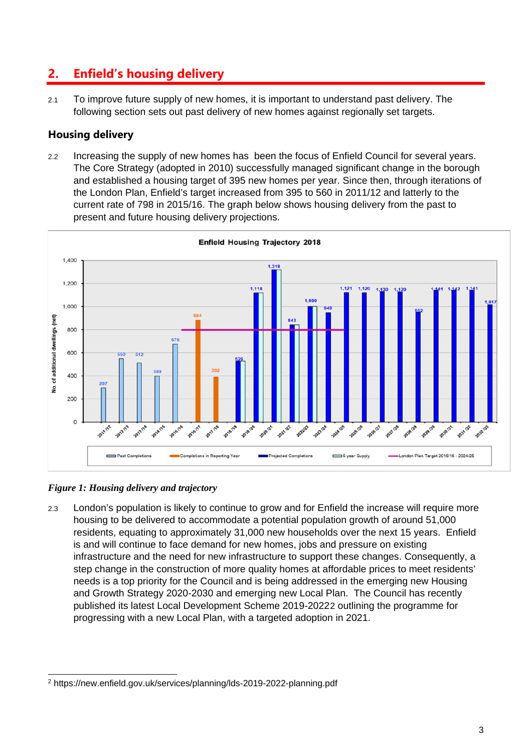## 2. Enfield's housing delivery

2.1 To improve future supply of new homes, it is important to understand past delivery. The following section sets out past delivery of new homes against regionally set targets.

### Housing delivery

2.2 Increasing the supply of new homes has been the focus of Enfield Council for several years. The Core Strategy (adopted in 2010) successfully managed significant change in the borough and established a housing target of 395 new homes per year. Since then, through iterations of the London Plan, Enfield's target increased from 395 to 560 in 2011/12 and latterly to the current rate of 798 in 2015/16. The graph below shows housing delivery from the past to present and future housing delivery projections.

*Figure 1: Housing delivery and trajectory*

2.3 London's population is likely to continue to grow and for Enfield the increase will require more housing to be delivered to accommodate a potential population growth of around 51,000 residents, equating to approximately 31,000 new households over the next 15 years. Enfield is and will continue to face demand for new homes, jobs and pressure on existing infrastructure and the need for new infrastructure to support these changes. Consequently, a step change in the construction of more quality homes at affordable prices to meet residents' needs is a top priority for the Council and is being addressed in the emerging new Housing and Growth Strategy 2020-2030 and emerging new Local Plan. The Council has recently published its latest Local Development Scheme 2019-2022[2] outlining the programme for progressing with a new Local Plan, with a targeted adoption in 2021.

[2] https://new.enfield.gov.uk/services/planning/lds-2019-2022-planning.pdf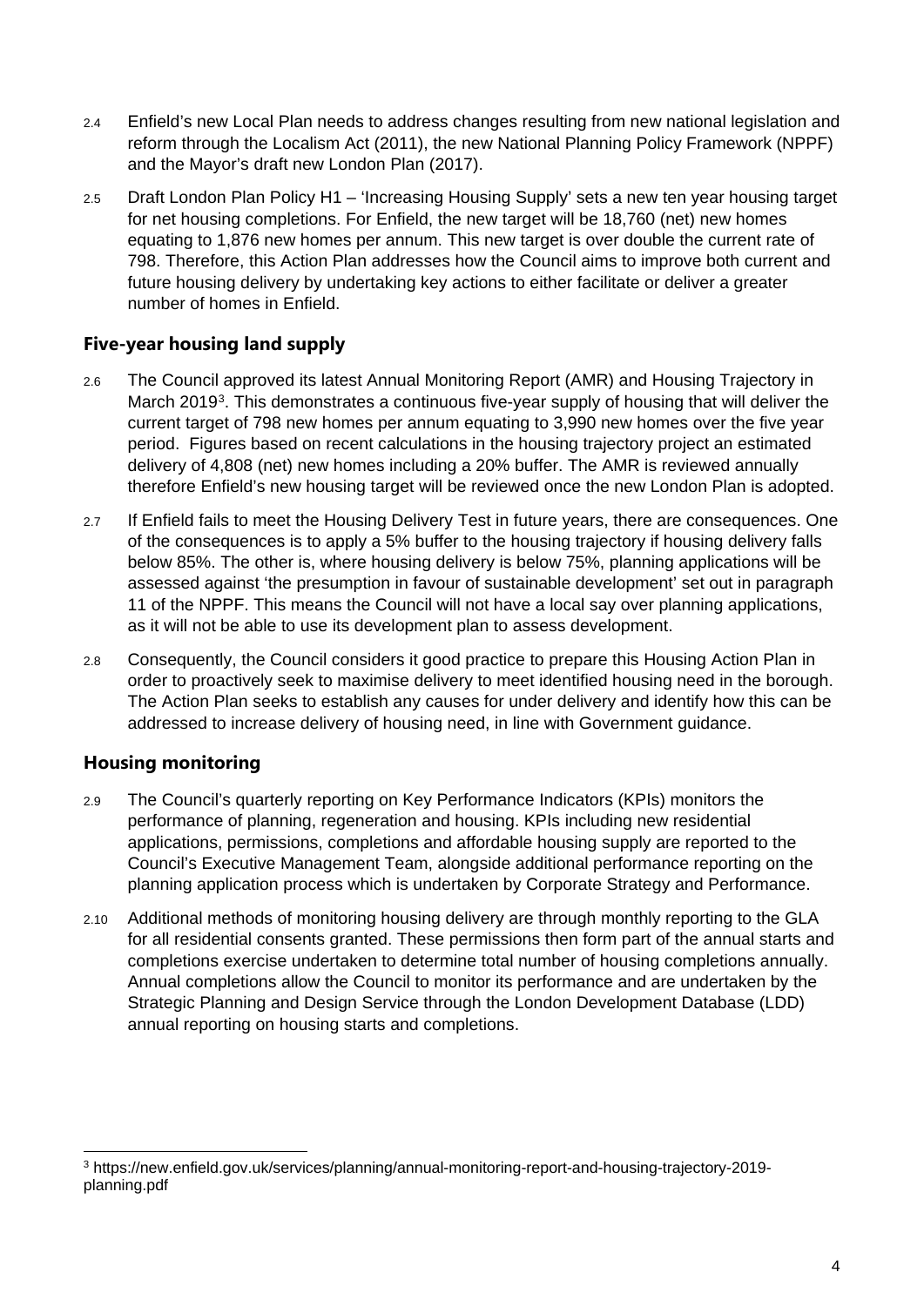2.4 Enfield's new Local Plan needs to address changes resulting from new national legislation and reform through the Localism Act (2011), the new National Planning Policy Framework (NPPF) and the Mayor's draft new London Plan (2017).

2.5 Draft London Plan Policy H1 – 'Increasing Housing Supply' sets a new ten year housing target for net housing completions. For Enfield, the new target will be 18,760 (net) new homes equating to 1,876 new homes per annum. This new target is over double the current rate of 798. Therefore, this Action Plan addresses how the Council aims to improve both current and future housing delivery by undertaking key actions to either facilitate or deliver a greater number of homes in Enfield.

## Five-year housing land supply

2.6 The Council approved its latest Annual Monitoring Report (AMR) and Housing Trajectory in March 2019[3]. This demonstrates a continuous five-year supply of housing that will deliver the current target of 798 new homes per annum equating to 3,990 new homes over the five year period. Figures based on recent calculations in the housing trajectory project an estimated delivery of 4,808 (net) new homes including a 20% buffer. The AMR is reviewed annually therefore Enfield's new housing target will be reviewed once the new London Plan is adopted.

2.7 If Enfield fails to meet the Housing Delivery Test in future years, there are consequences. One of the consequences is to apply a 5% buffer to the housing trajectory if housing delivery falls below 85%. The other is, where housing delivery is below 75%, planning applications will be assessed against 'the presumption in favour of sustainable development' set out in paragraph 11 of the NPPF. This means the Council will not have a local say over planning applications, as it will not be able to use its development plan to assess development.

2.8 Consequently, the Council considers it good practice to prepare this Housing Action Plan in order to proactively seek to maximise delivery to meet identified housing need in the borough. The Action Plan seeks to establish any causes for under delivery and identify how this can be addressed to increase delivery of housing need, in line with Government guidance.

## Housing monitoring

2.9 The Council's quarterly reporting on Key Performance Indicators (KPIs) monitors the performance of planning, regeneration and housing. KPIs including new residential applications, permissions, completions and affordable housing supply are reported to the Council's Executive Management Team, alongside additional performance reporting on the planning application process which is undertaken by Corporate Strategy and Performance.

2.10 Additional methods of monitoring housing delivery are through monthly reporting to the GLA for all residential consents granted. These permissions then form part of the annual starts and completions exercise undertaken to determine total number of housing completions annually. Annual completions allow the Council to monitor its performance and are undertaken by the Strategic Planning and Design Service through the London Development Database (LDD) annual reporting on housing starts and completions.

---

[3] https://new.enfield.gov.uk/services/planning/annual-monitoring-report-and-housing-trajectory-2019-planning.pdf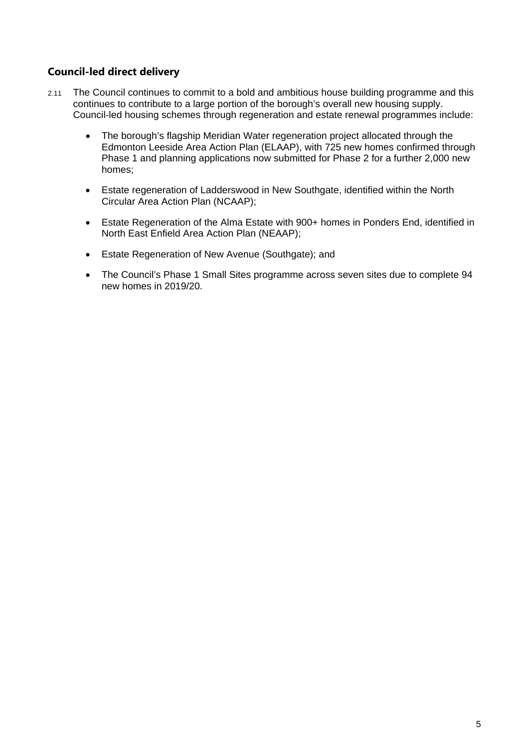## Council-led direct delivery

2.11 The Council continues to commit to a bold and ambitious house building programme and this continues to contribute to a large portion of the borough's overall new housing supply. Council-led housing schemes through regeneration and estate renewal programmes include:

- The borough's flagship Meridian Water regeneration project allocated through the Edmonton Leeside Area Action Plan (ELAAP), with 725 new homes confirmed through Phase 1 and planning applications now submitted for Phase 2 for a further 2,000 new homes;
- Estate regeneration of Ladderswood in New Southgate, identified within the North Circular Area Action Plan (NCAAP);
- Estate Regeneration of the Alma Estate with 900+ homes in Ponders End, identified in North East Enfield Area Action Plan (NEAAP);
- Estate Regeneration of New Avenue (Southgate); and
- The Council's Phase 1 Small Sites programme across seven sites due to complete 94 new homes in 2019/20.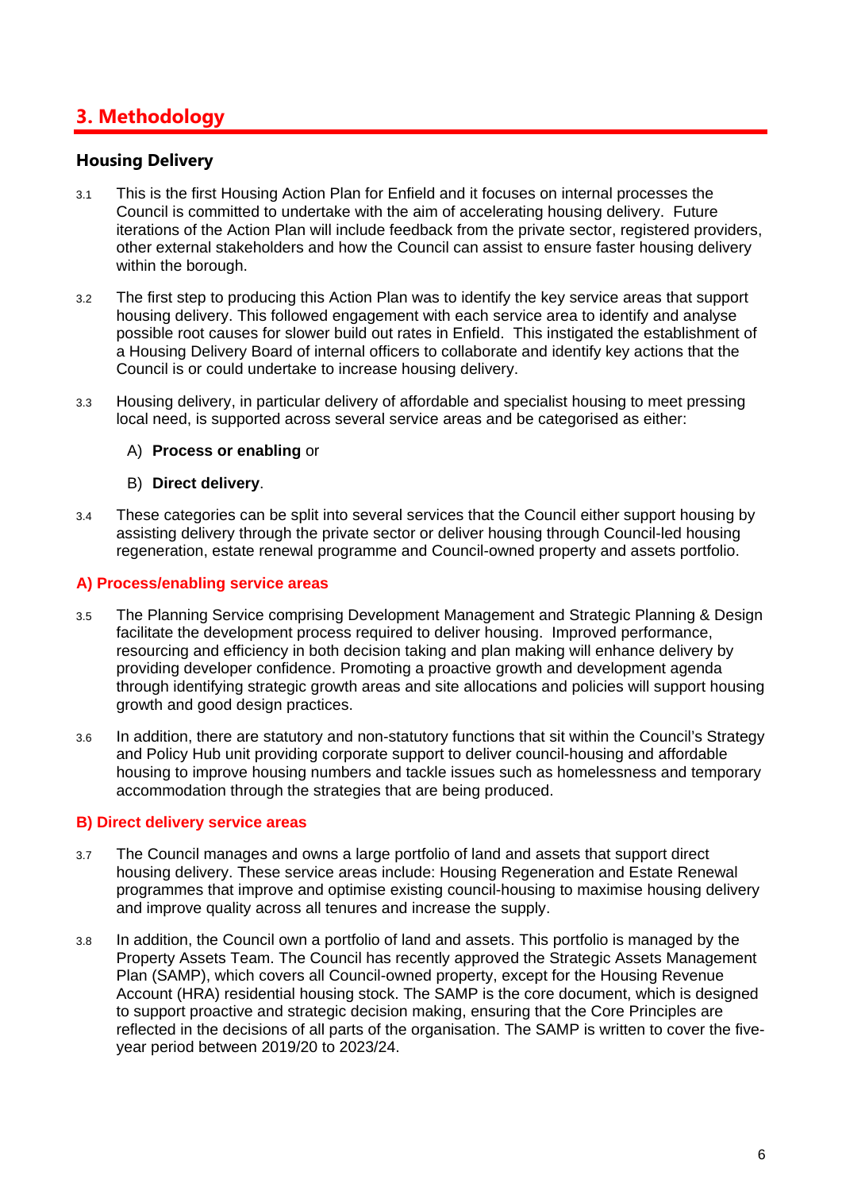## 3. Methodology

### Housing Delivery

3.1 This is the first Housing Action Plan for Enfield and it focuses on internal processes the Council is committed to undertake with the aim of accelerating housing delivery. Future iterations of the Action Plan will include feedback from the private sector, registered providers, other external stakeholders and how the Council can assist to ensure faster housing delivery within the borough.

3.2 The first step to producing this Action Plan was to identify the key service areas that support housing delivery. This followed engagement with each service area to identify and analyse possible root causes for slower build out rates in Enfield. This instigated the establishment of a Housing Delivery Board of internal officers to collaborate and identify key actions that the Council is or could undertake to increase housing delivery.

3.3 Housing delivery, in particular delivery of affordable and specialist housing to meet pressing local need, is supported across several service areas and be categorised as either:

A) **Process or enabling** or

B) **Direct delivery**.

3.4 These categories can be split into several services that the Council either support housing by assisting delivery through the private sector or deliver housing through Council-led housing regeneration, estate renewal programme and Council-owned property and assets portfolio.

#### A) Process/enabling service areas

3.5 The Planning Service comprising Development Management and Strategic Planning & Design facilitate the development process required to deliver housing. Improved performance, resourcing and efficiency in both decision taking and plan making will enhance delivery by providing developer confidence. Promoting a proactive growth and development agenda through identifying strategic growth areas and site allocations and policies will support housing growth and good design practices.

3.6 In addition, there are statutory and non-statutory functions that sit within the Council's Strategy and Policy Hub unit providing corporate support to deliver council-housing and affordable housing to improve housing numbers and tackle issues such as homelessness and temporary accommodation through the strategies that are being produced.

#### B) Direct delivery service areas

3.7 The Council manages and owns a large portfolio of land and assets that support direct housing delivery. These service areas include: Housing Regeneration and Estate Renewal programmes that improve and optimise existing council-housing to maximise housing delivery and improve quality across all tenures and increase the supply.

3.8 In addition, the Council own a portfolio of land and assets. This portfolio is managed by the Property Assets Team. The Council has recently approved the Strategic Assets Management Plan (SAMP), which covers all Council-owned property, except for the Housing Revenue Account (HRA) residential housing stock. The SAMP is the core document, which is designed to support proactive and strategic decision making, ensuring that the Core Principles are reflected in the decisions of all parts of the organisation. The SAMP is written to cover the five-year period between 2019/20 to 2023/24.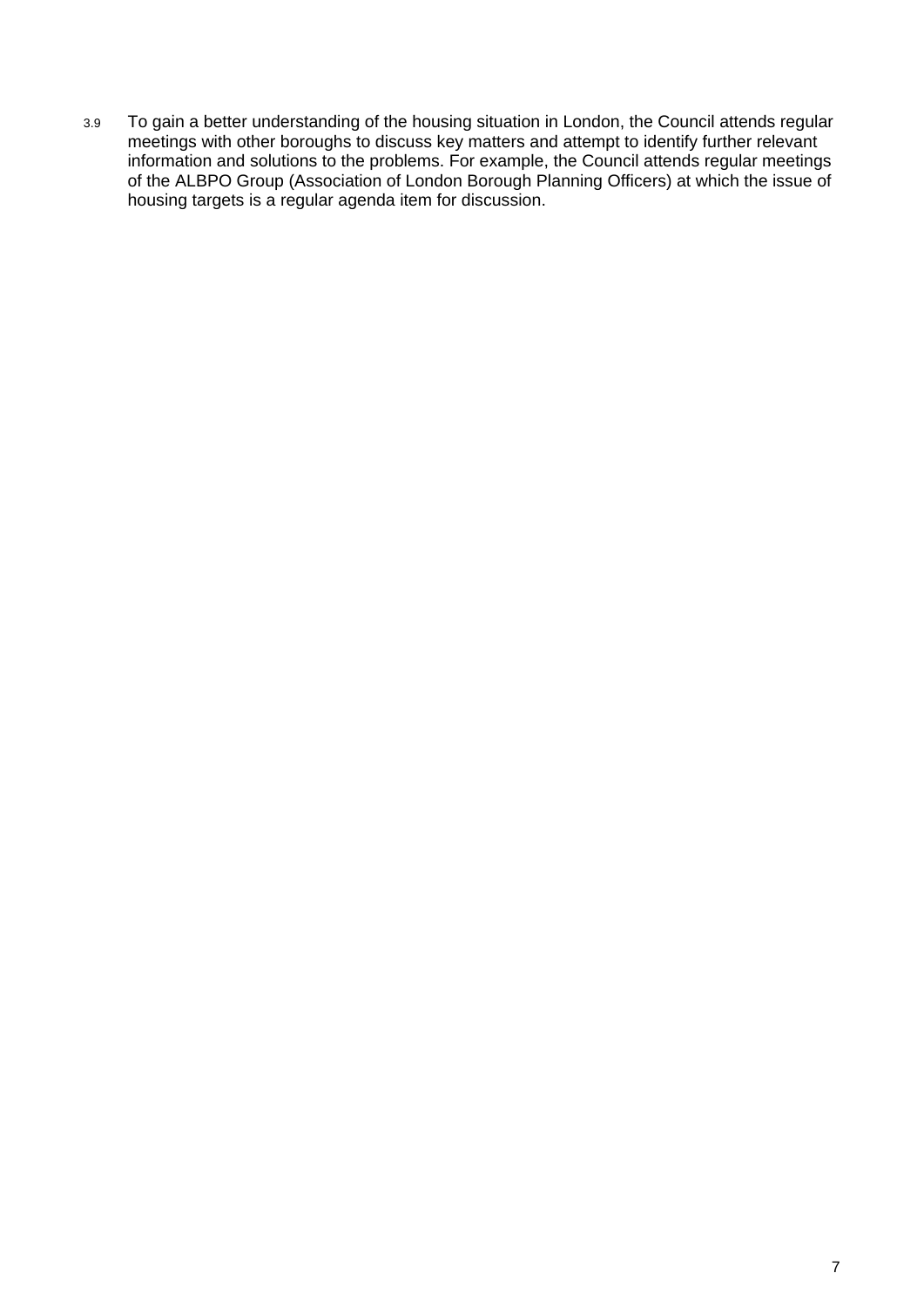3.9 To gain a better understanding of the housing situation in London, the Council attends regular meetings with other boroughs to discuss key matters and attempt to identify further relevant information and solutions to the problems. For example, the Council attends regular meetings of the ALBPO Group (Association of London Borough Planning Officers) at which the issue of housing targets is a regular agenda item for discussion.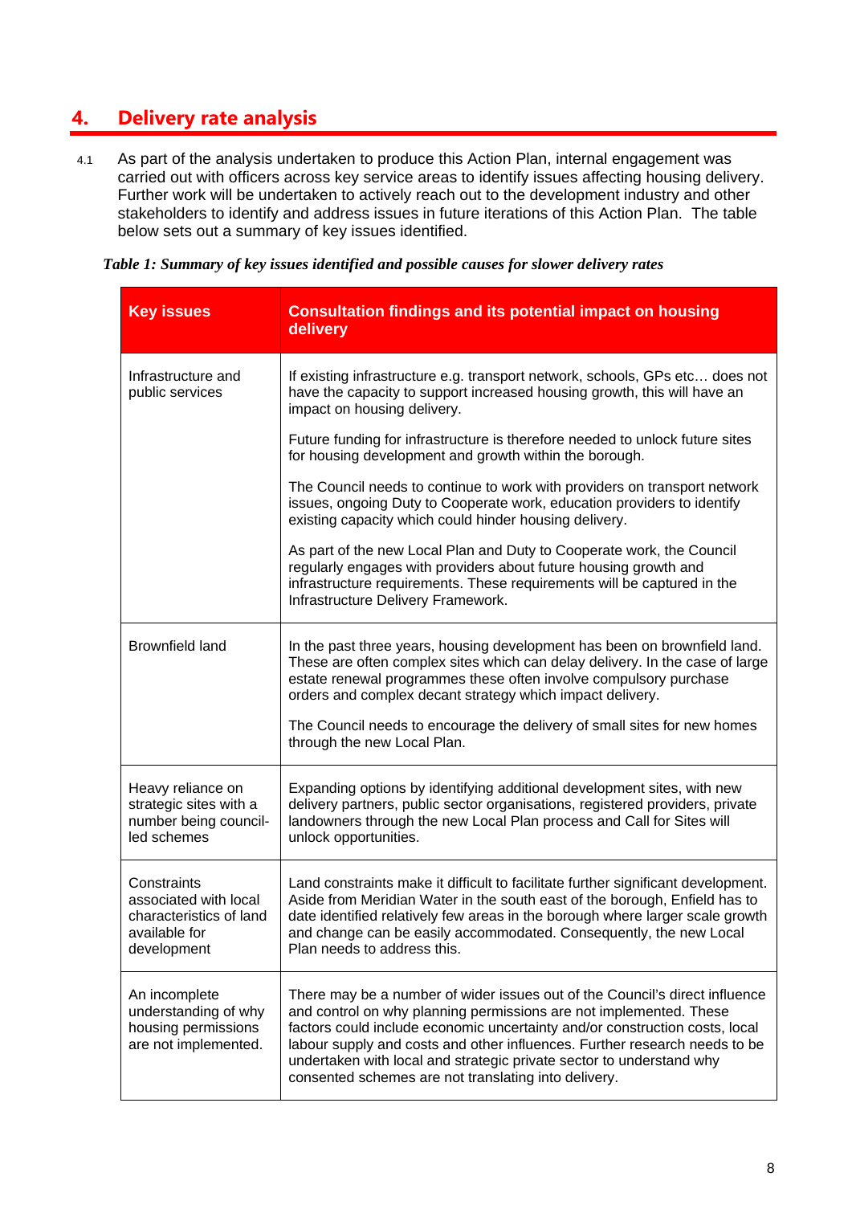## 4. Delivery rate analysis

4.1 As part of the analysis undertaken to produce this Action Plan, internal engagement was carried out with officers across key service areas to identify issues affecting housing delivery. Further work will be undertaken to actively reach out to the development industry and other stakeholders to identify and address issues in future iterations of this Action Plan. The table below sets out a summary of key issues identified.

*Table 1: Summary of key issues identified and possible causes for slower delivery rates*

| Key issues | Consultation findings and its potential impact on housing delivery |
|---|---|
| Infrastructure and public services | If existing infrastructure e.g. transport network, schools, GPs etc… does not have the capacity to support increased housing growth, this will have an impact on housing delivery.<br><br>Future funding for infrastructure is therefore needed to unlock future sites for housing development and growth within the borough.<br><br>The Council needs to continue to work with providers on transport network issues, ongoing Duty to Cooperate work, education providers to identify existing capacity which could hinder housing delivery.<br><br>As part of the new Local Plan and Duty to Cooperate work, the Council regularly engages with providers about future housing growth and infrastructure requirements. These requirements will be captured in the Infrastructure Delivery Framework. |
| Brownfield land | In the past three years, housing development has been on brownfield land. These are often complex sites which can delay delivery. In the case of large estate renewal programmes these often involve compulsory purchase orders and complex decant strategy which impact delivery.<br><br>The Council needs to encourage the delivery of small sites for new homes through the new Local Plan. |
| Heavy reliance on strategic sites with a number being council-led schemes | Expanding options by identifying additional development sites, with new delivery partners, public sector organisations, registered providers, private landowners through the new Local Plan process and Call for Sites will unlock opportunities. |
| Constraints associated with local characteristics of land available for development | Land constraints make it difficult to facilitate further significant development. Aside from Meridian Water in the south east of the borough, Enfield has to date identified relatively few areas in the borough where larger scale growth and change can be easily accommodated. Consequently, the new Local Plan needs to address this. |
| An incomplete understanding of why housing permissions are not implemented. | There may be a number of wider issues out of the Council's direct influence and control on why planning permissions are not implemented. These factors could include economic uncertainty and/or construction costs, local labour supply and costs and other influences. Further research needs to be undertaken with local and strategic private sector to understand why consented schemes are not translating into delivery. |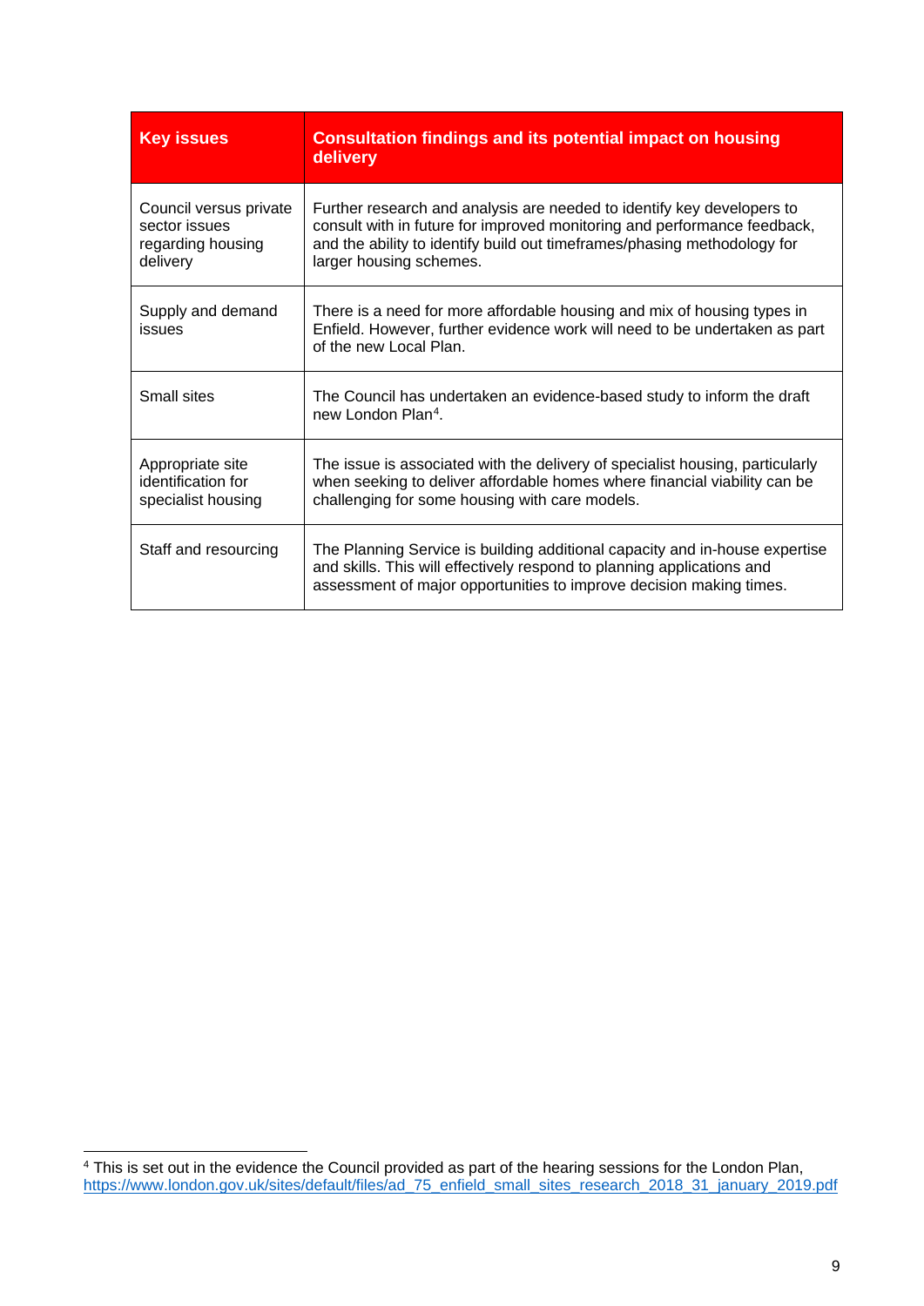| Key issues | Consultation findings and its potential impact on housing delivery |
|---|---|
| Council versus private sector issues regarding housing delivery | Further research and analysis are needed to identify key developers to consult with in future for improved monitoring and performance feedback, and the ability to identify build out timeframes/phasing methodology for larger housing schemes. |
| Supply and demand issues | There is a need for more affordable housing and mix of housing types in Enfield. However, further evidence work will need to be undertaken as part of the new Local Plan. |
| Small sites | The Council has undertaken an evidence-based study to inform the draft new London Plan[4]. |
| Appropriate site identification for specialist housing | The issue is associated with the delivery of specialist housing, particularly when seeking to deliver affordable homes where financial viability can be challenging for some housing with care models. |
| Staff and resourcing | The Planning Service is building additional capacity and in-house expertise and skills. This will effectively respond to planning applications and assessment of major opportunities to improve decision making times. |

[4] This is set out in the evidence the Council provided as part of the hearing sessions for the London Plan, https://www.london.gov.uk/sites/default/files/ad_75_enfield_small_sites_research_2018_31_january_2019.pdf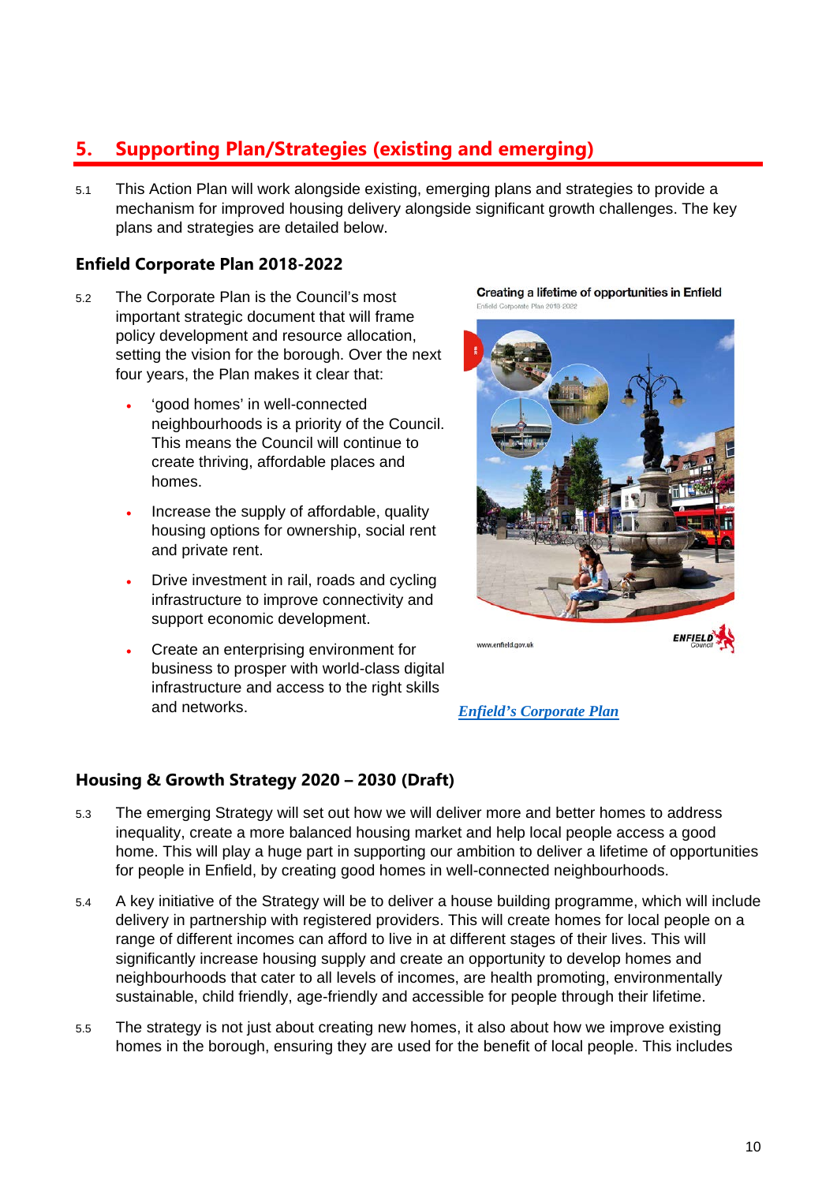## 5. Supporting Plan/Strategies (existing and emerging)

5.1 This Action Plan will work alongside existing, emerging plans and strategies to provide a mechanism for improved housing delivery alongside significant growth challenges. The key plans and strategies are detailed below.

### Enfield Corporate Plan 2018-2022

5.2 The Corporate Plan is the Council's most important strategic document that will frame policy development and resource allocation, setting the vision for the borough. Over the next four years, the Plan makes it clear that:

- 'good homes' in well-connected neighbourhoods is a priority of the Council. This means the Council will continue to create thriving, affordable places and homes.
- Increase the supply of affordable, quality housing options for ownership, social rent and private rent.
- Drive investment in rail, roads and cycling infrastructure to improve connectivity and support economic development.
- Create an enterprising environment for business to prosper with world-class digital infrastructure and access to the right skills and networks.

*Enfield's Corporate Plan*

### Housing & Growth Strategy 2020 – 2030 (Draft)

5.3 The emerging Strategy will set out how we will deliver more and better homes to address inequality, create a more balanced housing market and help local people access a good home. This will play a huge part in supporting our ambition to deliver a lifetime of opportunities for people in Enfield, by creating good homes in well-connected neighbourhoods.

5.4 A key initiative of the Strategy will be to deliver a house building programme, which will include delivery in partnership with registered providers. This will create homes for local people on a range of different incomes can afford to live in at different stages of their lives. This will significantly increase housing supply and create an opportunity to develop homes and neighbourhoods that cater to all levels of incomes, are health promoting, environmentally sustainable, child friendly, age-friendly and accessible for people through their lifetime.

5.5 The strategy is not just about creating new homes, it also about how we improve existing homes in the borough, ensuring they are used for the benefit of local people. This includes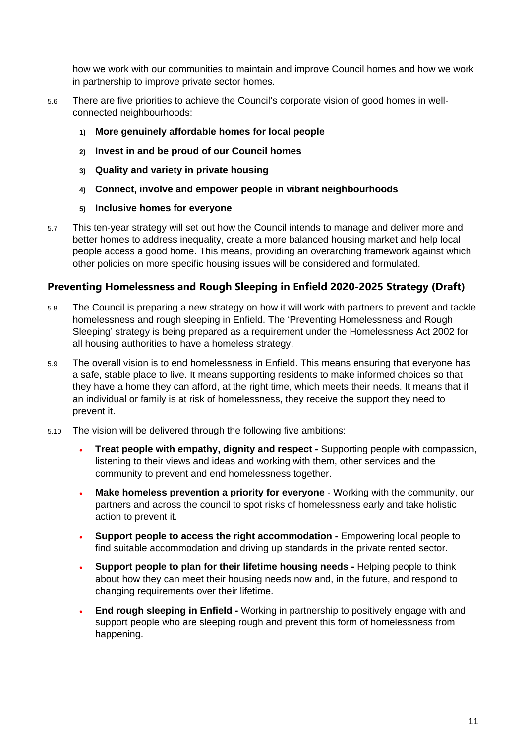how we work with our communities to maintain and improve Council homes and how we work in partnership to improve private sector homes.

5.6 There are five priorities to achieve the Council's corporate vision of good homes in well-connected neighbourhoods:

1) **More genuinely affordable homes for local people**
2) **Invest in and be proud of our Council homes**
3) **Quality and variety in private housing**
4) **Connect, involve and empower people in vibrant neighbourhoods**
5) **Inclusive homes for everyone**

5.7 This ten-year strategy will set out how the Council intends to manage and deliver more and better homes to address inequality, create a more balanced housing market and help local people access a good home. This means, providing an overarching framework against which other policies on more specific housing issues will be considered and formulated.

### Preventing Homelessness and Rough Sleeping in Enfield 2020-2025 Strategy (Draft)

5.8 The Council is preparing a new strategy on how it will work with partners to prevent and tackle homelessness and rough sleeping in Enfield. The 'Preventing Homelessness and Rough Sleeping' strategy is being prepared as a requirement under the Homelessness Act 2002 for all housing authorities to have a homeless strategy.

5.9 The overall vision is to end homelessness in Enfield. This means ensuring that everyone has a safe, stable place to live. It means supporting residents to make informed choices so that they have a home they can afford, at the right time, which meets their needs. It means that if an individual or family is at risk of homelessness, they receive the support they need to prevent it.

5.10 The vision will be delivered through the following five ambitions:

- **Treat people with empathy, dignity and respect -** Supporting people with compassion, listening to their views and ideas and working with them, other services and the community to prevent and end homelessness together.
- **Make homeless prevention a priority for everyone** - Working with the community, our partners and across the council to spot risks of homelessness early and take holistic action to prevent it.
- **Support people to access the right accommodation -** Empowering local people to find suitable accommodation and driving up standards in the private rented sector.
- **Support people to plan for their lifetime housing needs -** Helping people to think about how they can meet their housing needs now and, in the future, and respond to changing requirements over their lifetime.
- **End rough sleeping in Enfield -** Working in partnership to positively engage with and support people who are sleeping rough and prevent this form of homelessness from happening.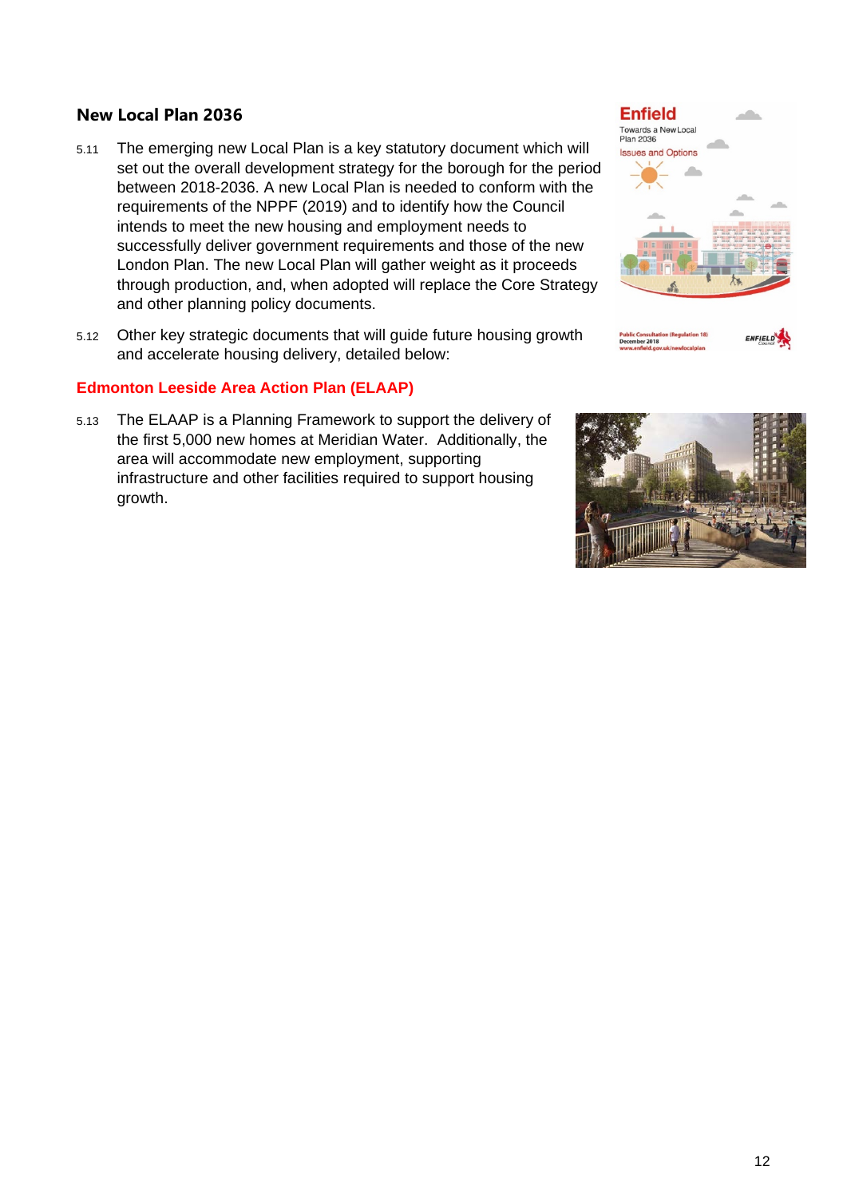## New Local Plan 2036

5.11 The emerging new Local Plan is a key statutory document which will set out the overall development strategy for the borough for the period between 2018-2036. A new Local Plan is needed to conform with the requirements of the NPPF (2019) and to identify how the Council intends to meet the new housing and employment needs to successfully deliver government requirements and those of the new London Plan. The new Local Plan will gather weight as it proceeds through production, and, when adopted will replace the Core Strategy and other planning policy documents.

5.12 Other key strategic documents that will guide future housing growth and accelerate housing delivery, detailed below:

### Edmonton Leeside Area Action Plan (ELAAP)

5.13 The ELAAP is a Planning Framework to support the delivery of the first 5,000 new homes at Meridian Water. Additionally, the area will accommodate new employment, supporting infrastructure and other facilities required to support housing growth.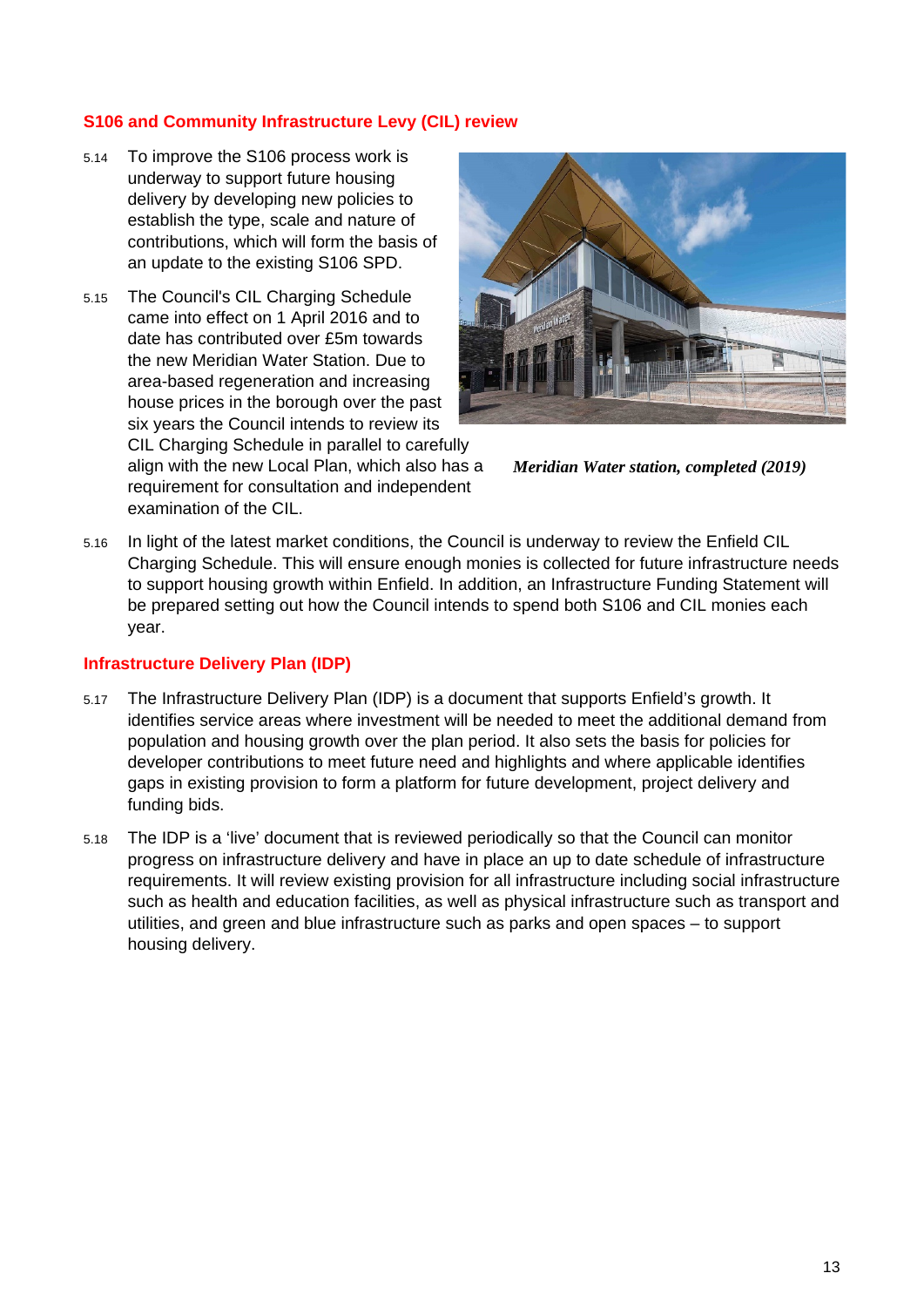### S106 and Community Infrastructure Levy (CIL) review

5.14 To improve the S106 process work is underway to support future housing delivery by developing new policies to establish the type, scale and nature of contributions, which will form the basis of an update to the existing S106 SPD.

5.15 The Council's CIL Charging Schedule came into effect on 1 April 2016 and to date has contributed over £5m towards the new Meridian Water Station. Due to area-based regeneration and increasing house prices in the borough over the past six years the Council intends to review its CIL Charging Schedule in parallel to carefully align with the new Local Plan, which also has a requirement for consultation and independent examination of the CIL.

***Meridian Water station, completed (2019)***

5.16 In light of the latest market conditions, the Council is underway to review the Enfield CIL Charging Schedule. This will ensure enough monies is collected for future infrastructure needs to support housing growth within Enfield. In addition, an Infrastructure Funding Statement will be prepared setting out how the Council intends to spend both S106 and CIL monies each year.

### Infrastructure Delivery Plan (IDP)

5.17 The Infrastructure Delivery Plan (IDP) is a document that supports Enfield's growth. It identifies service areas where investment will be needed to meet the additional demand from population and housing growth over the plan period. It also sets the basis for policies for developer contributions to meet future need and highlights and where applicable identifies gaps in existing provision to form a platform for future development, project delivery and funding bids.

5.18 The IDP is a 'live' document that is reviewed periodically so that the Council can monitor progress on infrastructure delivery and have in place an up to date schedule of infrastructure requirements. It will review existing provision for all infrastructure including social infrastructure such as health and education facilities, as well as physical infrastructure such as transport and utilities, and green and blue infrastructure such as parks and open spaces – to support housing delivery.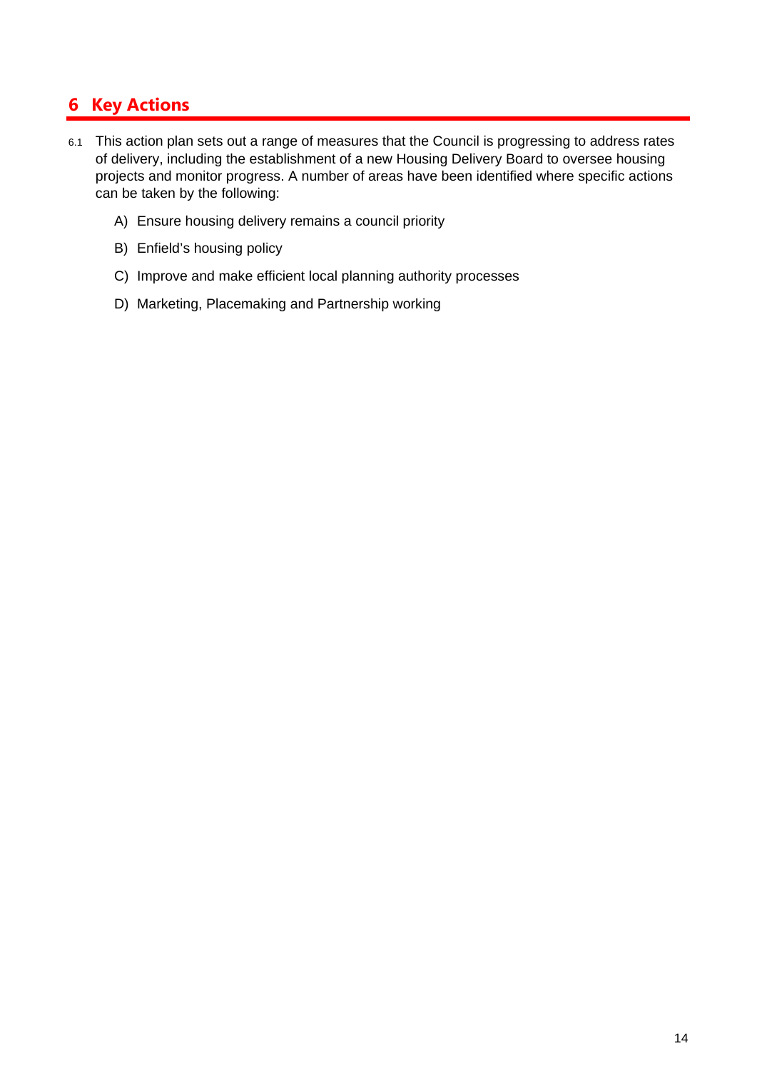# 6 Key Actions

6.1 This action plan sets out a range of measures that the Council is progressing to address rates of delivery, including the establishment of a new Housing Delivery Board to oversee housing projects and monitor progress. A number of areas have been identified where specific actions can be taken by the following:

A) Ensure housing delivery remains a council priority

B) Enfield's housing policy

C) Improve and make efficient local planning authority processes

D) Marketing, Placemaking and Partnership working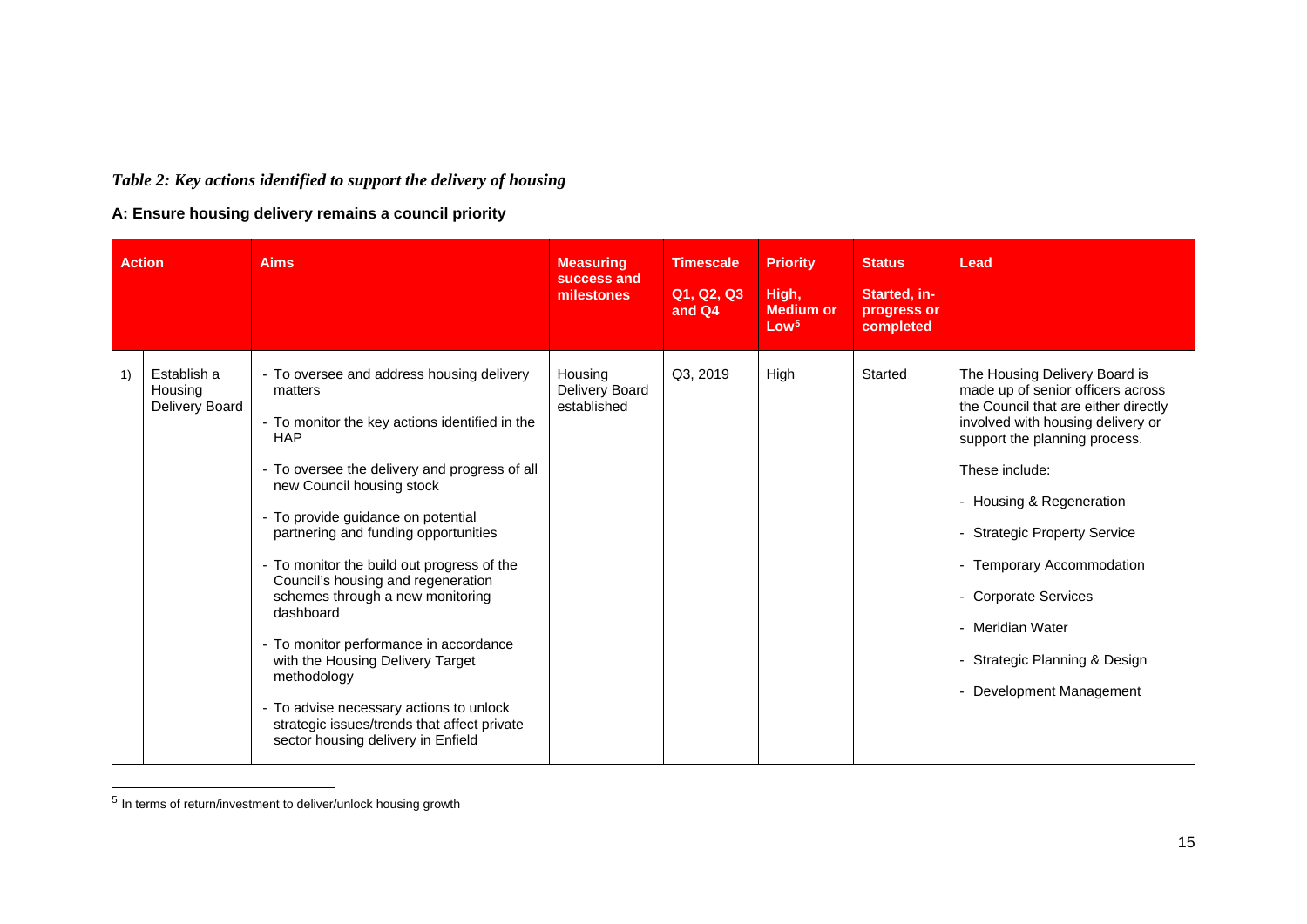*Table 2: Key actions identified to support the delivery of housing*

**A: Ensure housing delivery remains a council priority**

| Action | | Aims | Measuring success and milestones | Timescale Q1, Q2, Q3 and Q4 | Priority High, Medium or Low[5] | Status Started, in-progress or completed | Lead |
|---|---|---|---|---|---|---|---|
| 1) | Establish a Housing Delivery Board | - To oversee and address housing delivery matters<br>- To monitor the key actions identified in the HAP<br>- To oversee the delivery and progress of all new Council housing stock<br>- To provide guidance on potential partnering and funding opportunities<br>- To monitor the build out progress of the Council's housing and regeneration schemes through a new monitoring dashboard<br>- To monitor performance in accordance with the Housing Delivery Target methodology<br>- To advise necessary actions to unlock strategic issues/trends that affect private sector housing delivery in Enfield | Housing Delivery Board established | Q3, 2019 | High | Started | The Housing Delivery Board is made up of senior officers across the Council that are either directly involved with housing delivery or support the planning process.<br>These include:<br>- Housing & Regeneration<br>- Strategic Property Service<br>- Temporary Accommodation<br>- Corporate Services<br>- Meridian Water<br>- Strategic Planning & Design<br>- Development Management |

[5] In terms of return/investment to deliver/unlock housing growth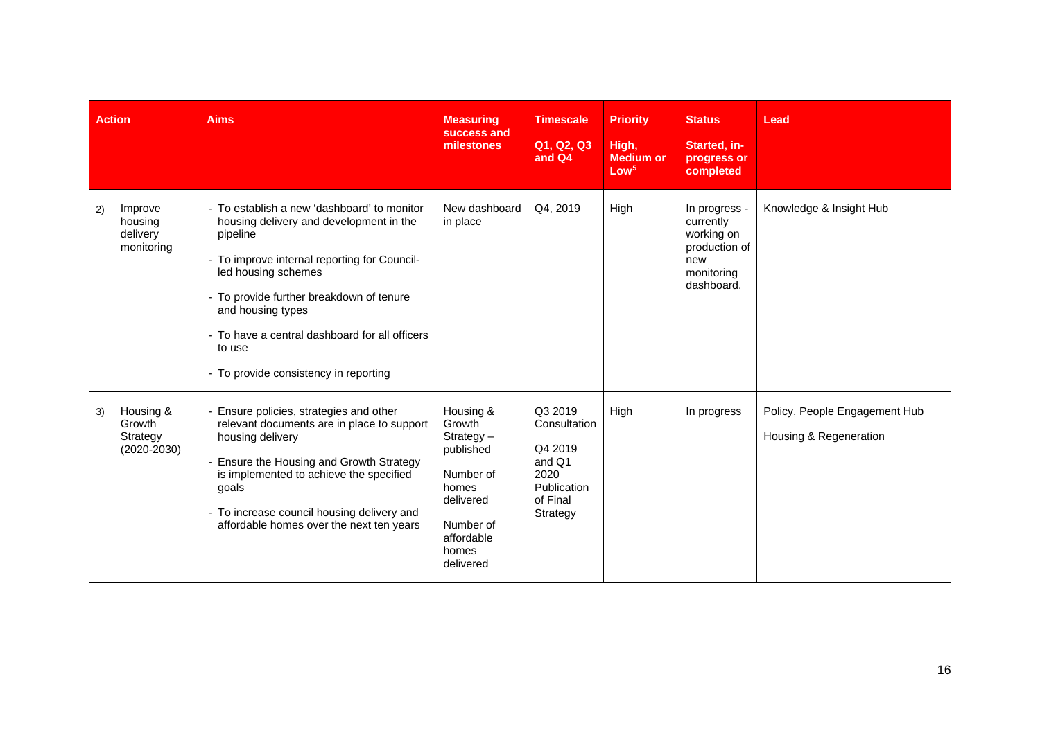| Action | | Aims | Measuring success and milestones | Timescale Q1, Q2, Q3 and Q4 | Priority High, Medium or Low[5] | Status Started, in-progress or completed | Lead |
|---|---|---|---|---|---|---|---|
| 2) | Improve housing delivery monitoring | - To establish a new 'dashboard' to monitor housing delivery and development in the pipeline<br>- To improve internal reporting for Council-led housing schemes<br>- To provide further breakdown of tenure and housing types<br>- To have a central dashboard for all officers to use<br>- To provide consistency in reporting | New dashboard in place | Q4, 2019 | High | In progress - currently working on production of new monitoring dashboard. | Knowledge & Insight Hub |
| 3) | Housing & Growth Strategy (2020-2030) | - Ensure policies, strategies and other relevant documents are in place to support housing delivery<br>- Ensure the Housing and Growth Strategy is implemented to achieve the specified goals<br>- To increase council housing delivery and affordable homes over the next ten years | Housing & Growth Strategy – published<br><br>Number of homes delivered<br><br>Number of affordable homes delivered | Q3 2019 Consultation<br><br>Q4 2019 and Q1 2020 Publication of Final Strategy | High | In progress | Policy, People Engagement Hub<br><br>Housing & Regeneration |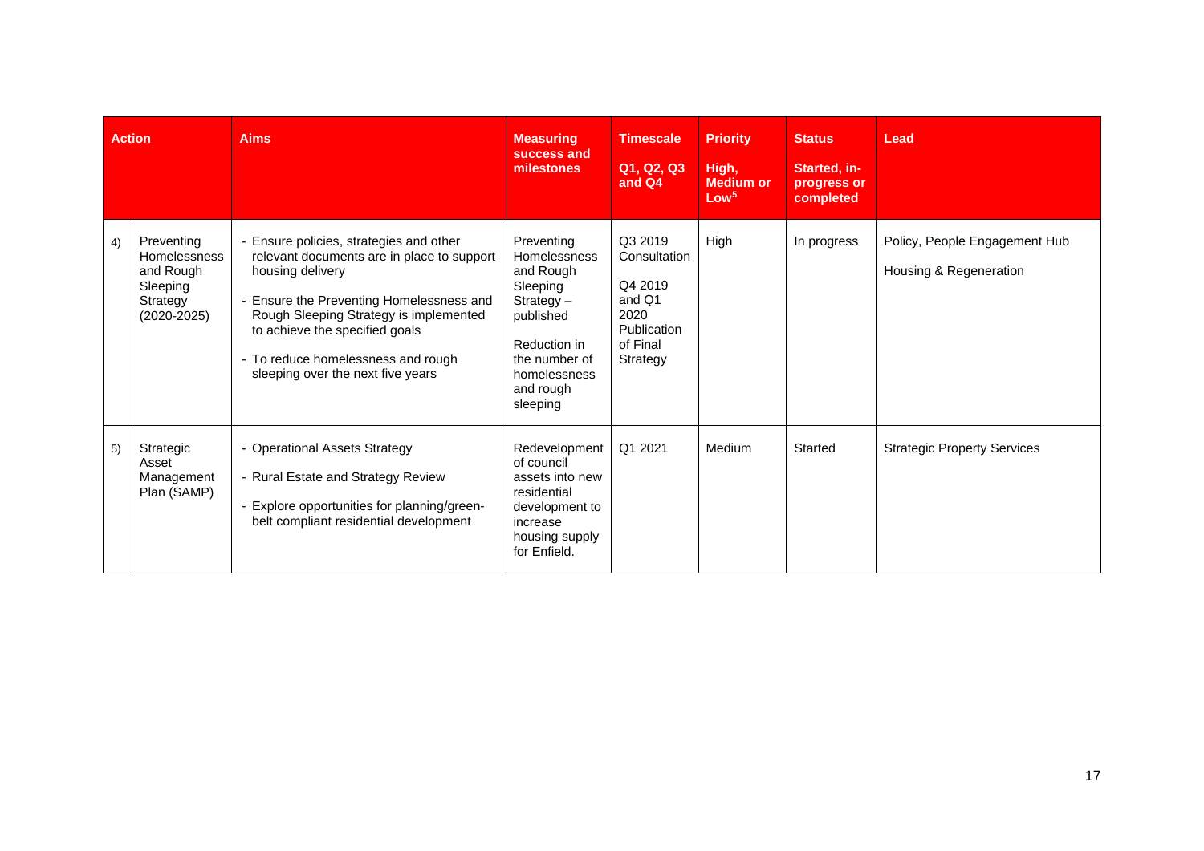| Action | | Aims | Measuring success and milestones | Timescale Q1, Q2, Q3 and Q4 | Priority High, Medium or Low[5] | Status Started, in-progress or completed | Lead |
|---|---|---|---|---|---|---|---|
| 4) | Preventing Homelessness and Rough Sleeping Strategy (2020-2025) | - Ensure policies, strategies and other relevant documents are in place to support housing delivery<br>- Ensure the Preventing Homelessness and Rough Sleeping Strategy is implemented to achieve the specified goals<br>- To reduce homelessness and rough sleeping over the next five years | Preventing Homelessness and Rough Sleeping Strategy – published<br><br>Reduction in the number of homelessness and rough sleeping | Q3 2019 Consultation<br><br>Q4 2019 and Q1 2020 Publication of Final Strategy | High | In progress | Policy, People Engagement Hub<br><br>Housing & Regeneration |
| 5) | Strategic Asset Management Plan (SAMP) | - Operational Assets Strategy<br>- Rural Estate and Strategy Review<br>- Explore opportunities for planning/green-belt compliant residential development | Redevelopment of council assets into new residential development to increase housing supply for Enfield. | Q1 2021 | Medium | Started | Strategic Property Services |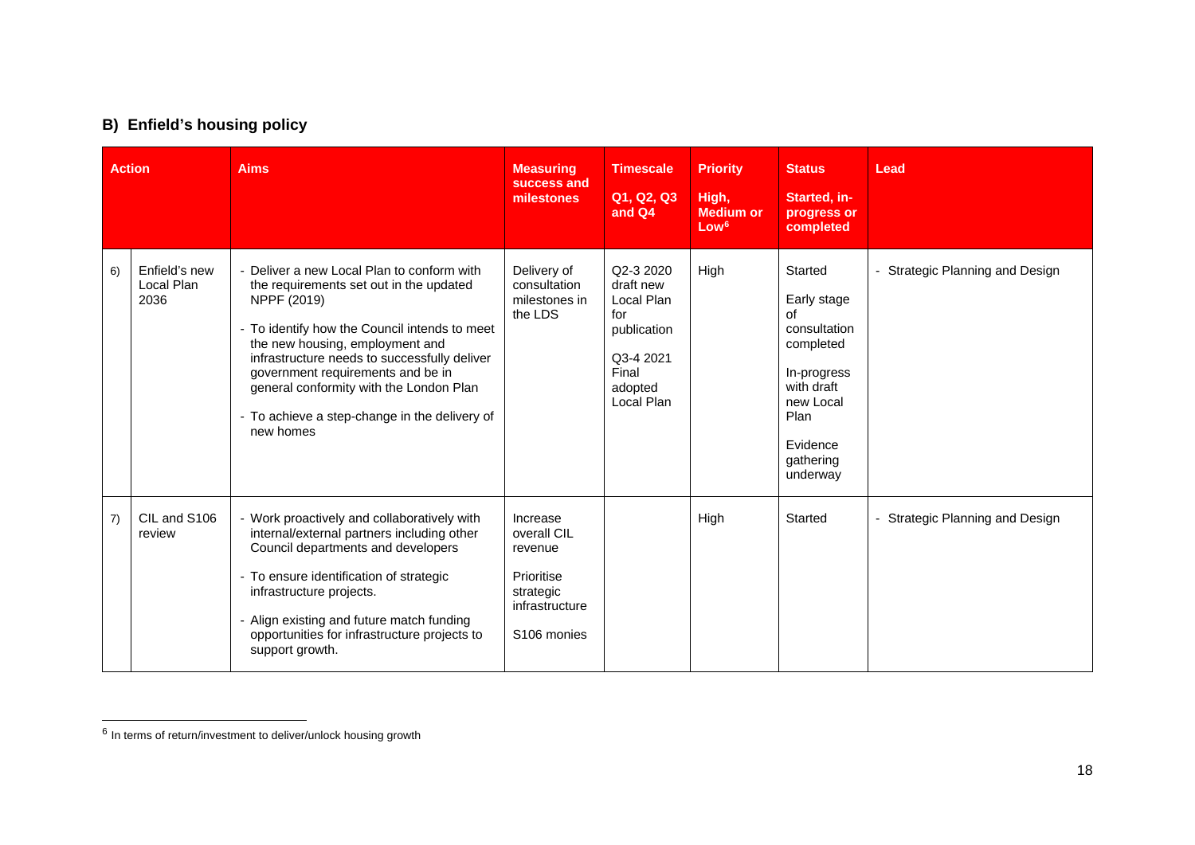## B) Enfield's housing policy

| Action | | Aims | Measuring success and milestones | Timescale<br>Q1, Q2, Q3 and Q4 | Priority<br>High, Medium or Low[6] | Status<br>Started, in-progress or completed | Lead |
|---|---|---|---|---|---|---|---|
| 6) | Enfield's new Local Plan 2036 | - Deliver a new Local Plan to conform with the requirements set out in the updated NPPF (2019)<br>- To identify how the Council intends to meet the new housing, employment and infrastructure needs to successfully deliver government requirements and be in general conformity with the London Plan<br>- To achieve a step-change in the delivery of new homes | Delivery of consultation milestones in the LDS | Q2-3 2020 draft new Local Plan for publication<br>Q3-4 2021 Final adopted Local Plan | High | Started<br>Early stage of consultation completed<br>In-progress with draft new Local Plan<br>Evidence gathering underway | - Strategic Planning and Design |
| 7) | CIL and S106 review | - Work proactively and collaboratively with internal/external partners including other Council departments and developers<br>- To ensure identification of strategic infrastructure projects.<br>- Align existing and future match funding opportunities for infrastructure projects to support growth. | Increase overall CIL revenue<br>Prioritise strategic infrastructure<br>S106 monies | | High | Started | - Strategic Planning and Design |

[6] In terms of return/investment to deliver/unlock housing growth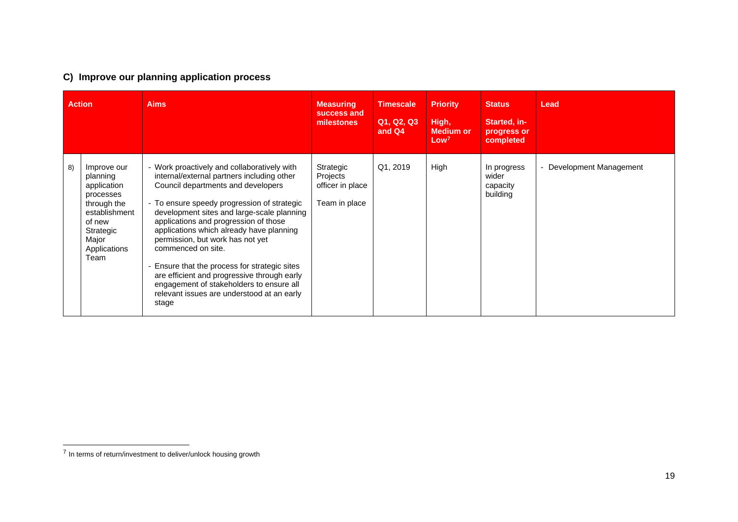## C) Improve our planning application process

| Action | | Aims | Measuring success and milestones | Timescale<br>Q1, Q2, Q3 and Q4 | Priority<br>High, Medium or Low[7] | Status<br>Started, in-progress or completed | Lead |
|---|---|---|---|---|---|---|---|
| 8) | Improve our planning application processes through the establishment of new Strategic Major Applications Team | - Work proactively and collaboratively with internal/external partners including other Council departments and developers<br>- To ensure speedy progression of strategic development sites and large-scale planning applications and progression of those applications which already have planning permission, but work has not yet commenced on site.<br>- Ensure that the process for strategic sites are efficient and progressive through early engagement of stakeholders to ensure all relevant issues are understood at an early stage | Strategic Projects officer in place<br>Team in place | Q1, 2019 | High | In progress wider capacity building | - Development Management |

[7] In terms of return/investment to deliver/unlock housing growth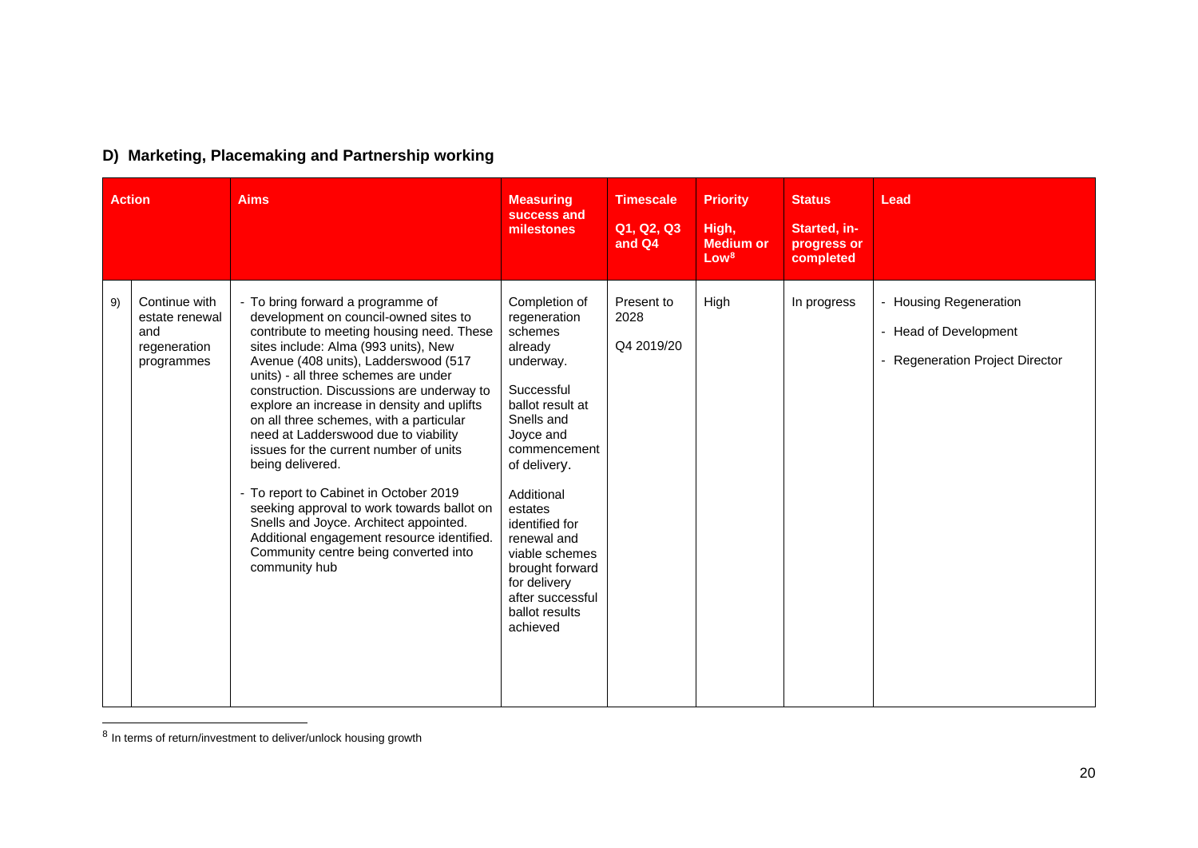### D) Marketing, Placemaking and Partnership working

| | Action | Aims | Measuring success and milestones | Timescale Q1, Q2, Q3 and Q4 | Priority High, Medium or Low[8] | Status Started, in-progress or completed | Lead |
|---|---|---|---|---|---|---|---|
| 9) | Continue with estate renewal and regeneration programmes | - To bring forward a programme of development on council-owned sites to contribute to meeting housing need. These sites include: Alma (993 units), New Avenue (408 units), Ladderswood (517 units) - all three schemes are under construction. Discussions are underway to explore an increase in density and uplifts on all three schemes, with a particular need at Ladderswood due to viability issues for the current number of units being delivered.<br>- To report to Cabinet in October 2019 seeking approval to work towards ballot on Snells and Joyce. Architect appointed. Additional engagement resource identified. Community centre being converted into community hub | Completion of regeneration schemes already underway.<br><br>Successful ballot result at Snells and Joyce and commencement of delivery.<br><br>Additional estates identified for renewal and viable schemes brought forward for delivery after successful ballot results achieved | Present to 2028<br><br>Q4 2019/20 | High | In progress | - Housing Regeneration<br>- Head of Development<br>- Regeneration Project Director |

[8] In terms of return/investment to deliver/unlock housing growth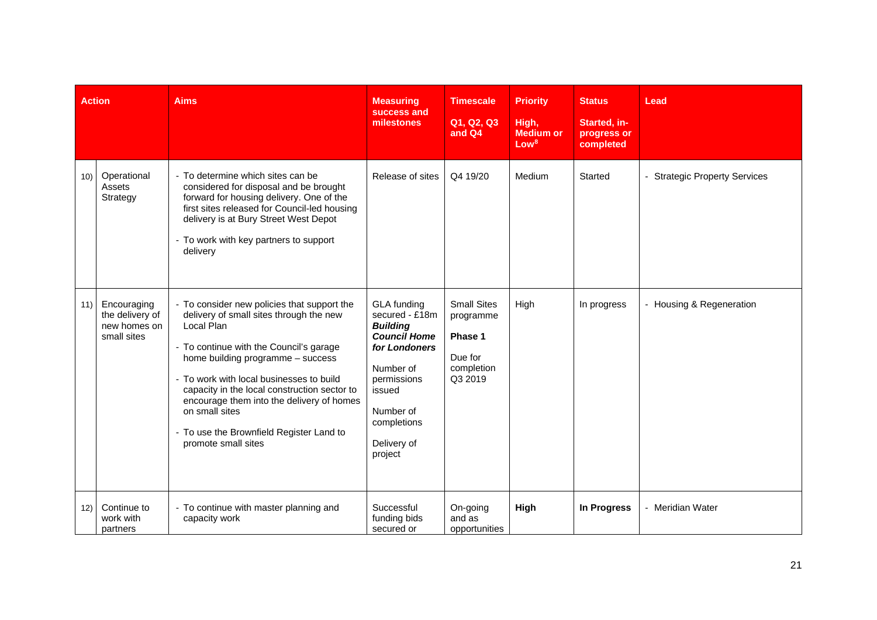| Action | | Aims | Measuring success and milestones | Timescale<br>Q1, Q2, Q3 and Q4 | Priority<br>High, Medium or Low[8] | Status<br>Started, in-progress or completed | Lead |
|---|---|---|---|---|---|---|---|
| 10) | Operational Assets Strategy | - To determine which sites can be considered for disposal and be brought forward for housing delivery. One of the first sites released for Council-led housing delivery is at Bury Street West Depot<br>- To work with key partners to support delivery | Release of sites | Q4 19/20 | Medium | Started | - Strategic Property Services |
| 11) | Encouraging the delivery of new homes on small sites | - To consider new policies that support the delivery of small sites through the new Local Plan<br>- To continue with the Council's garage home building programme – success<br>- To work with local businesses to build capacity in the local construction sector to encourage them into the delivery of homes on small sites<br>- To use the Brownfield Register Land to promote small sites | GLA funding secured - £18m ***Building Council Home for Londoners***<br>Number of permissions issued<br>Number of completions<br>Delivery of project | Small Sites programme<br>**Phase 1**<br>Due for completion Q3 2019 | High | In progress | - Housing & Regeneration |
| 12) | Continue to work with partners | - To continue with master planning and capacity work | Successful funding bids secured or | On-going and as opportunities | **High** | **In Progress** | - Meridian Water |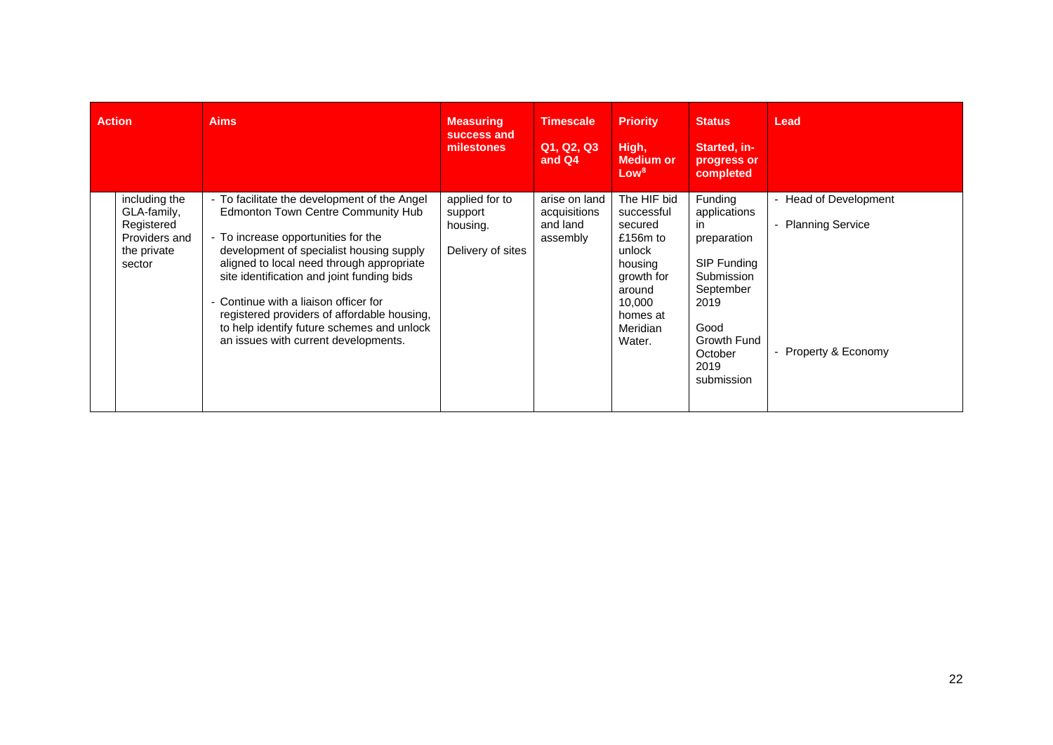| Action | | Aims | Measuring success and milestones | Timescale Q1, Q2, Q3 and Q4 | Priority High, Medium or Low[8] | Status Started, in-progress or completed | Lead |
|---|---|---|---|---|---|---|---|
| | including the GLA-family, Registered Providers and the private sector | - To facilitate the development of the Angel Edmonton Town Centre Community Hub<br><br>- To increase opportunities for the development of specialist housing supply aligned to local need through appropriate site identification and joint funding bids<br><br>- Continue with a liaison officer for registered providers of affordable housing, to help identify future schemes and unlock an issues with current developments. | applied for to support housing.<br><br>Delivery of sites | arise on land acquisitions and land assembly | The HIF bid successful secured £156m to unlock housing growth for around 10,000 homes at Meridian Water. | Funding applications in preparation<br><br>SIP Funding Submission September 2019<br><br>Good Growth Fund October 2019 submission | - Head of Development<br><br>- Planning Service<br><br>- Property & Economy |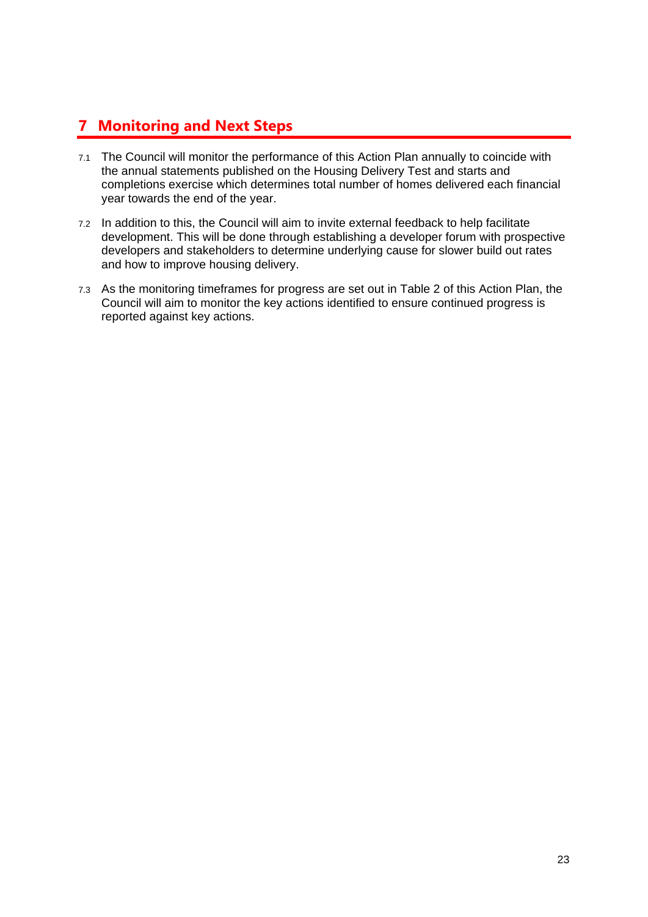# 7 Monitoring and Next Steps

7.1 The Council will monitor the performance of this Action Plan annually to coincide with the annual statements published on the Housing Delivery Test and starts and completions exercise which determines total number of homes delivered each financial year towards the end of the year.

7.2 In addition to this, the Council will aim to invite external feedback to help facilitate development. This will be done through establishing a developer forum with prospective developers and stakeholders to determine underlying cause for slower build out rates and how to improve housing delivery.

7.3 As the monitoring timeframes for progress are set out in Table 2 of this Action Plan, the Council will aim to monitor the key actions identified to ensure continued progress is reported against key actions.